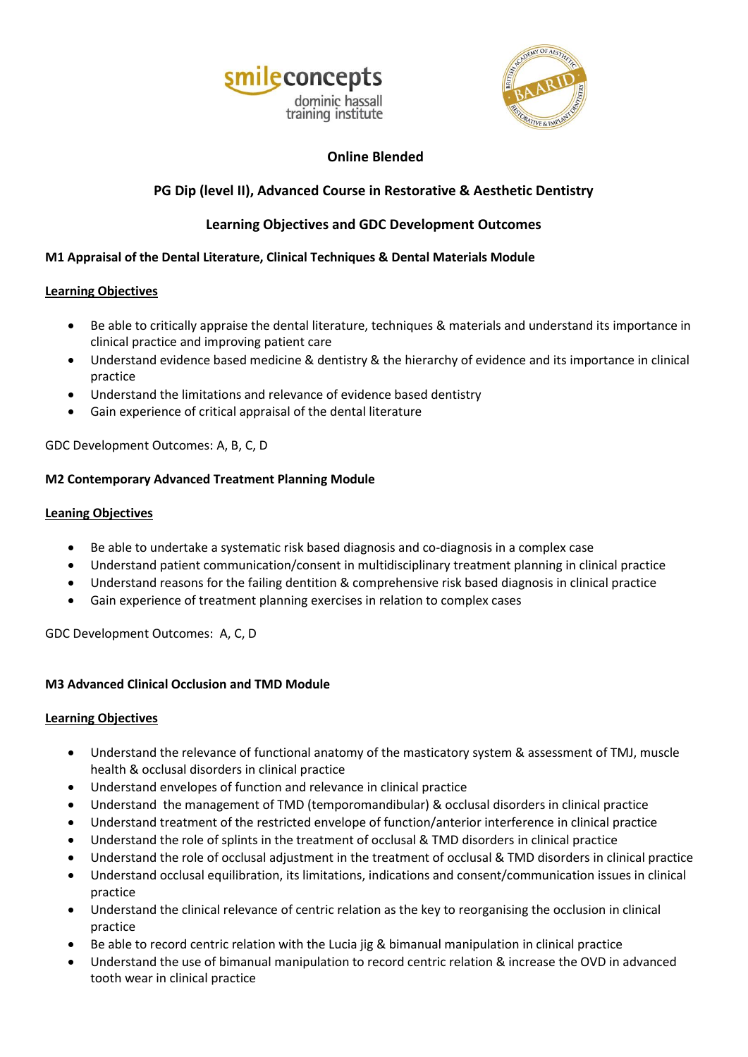**Online Blended**

## PG Dip (level II), Advanced Course in Restorative & Aesthetic Dentistry

## Learning Objectives and GDC Development Outcomes

### M1 Appraisal of the Dental Literature, Clinical Techniques & Dental Materials Module

**Learning Objectives**

- Be able to critically appraise the dental literature, techniques & materials and understand its importance in clinical practice and improving patient care
- Understand evidence based medicine & dentistry & the hierarchy of evidence and its importance in clinical practice
- Understand the limitations and relevance of evidence based dentistry
- Gain experience of critical appraisal of the dental literature

GDC Development Outcomes: A, B, C, D

### M2 Contemporary Advanced Treatment Planning Module

**Leaning Objectives**

- Be able to undertake a systematic risk based diagnosis and co-diagnosis in a complex case
- Understand patient communication/consent in multidisciplinary treatment planning in clinical practice
- Understand reasons for the failing dentition & comprehensive risk based diagnosis in clinical practice
- Gain experience of treatment planning exercises in relation to complex cases

GDC Development Outcomes: A, C, D

### M3 Advanced Clinical Occlusion and TMD Module

**Learning Objectives**

- Understand the relevance of functional anatomy of the masticatory system & assessment of TMJ, muscle health & occlusal disorders in clinical practice
- Understand envelopes of function and relevance in clinical practice
- Understand the management of TMD (temporomandibular) & occlusal disorders in clinical practice
- Understand treatment of the restricted envelope of function/anterior interference in clinical practice
- Understand the role of splints in the treatment of occlusal & TMD disorders in clinical practice
- Understand the role of occlusal adjustment in the treatment of occlusal & TMD disorders in clinical practice
- Understand occlusal equilibration, its limitations, indications and consent/communication issues in clinical practice
- Understand the clinical relevance of centric relation as the key to reorganising the occlusion in clinical practice
- Be able to record centric relation with the Lucia jig & bimanual manipulation in clinical practice
- Understand the use of bimanual manipulation to record centric relation & increase the OVD in advanced tooth wear in clinical practice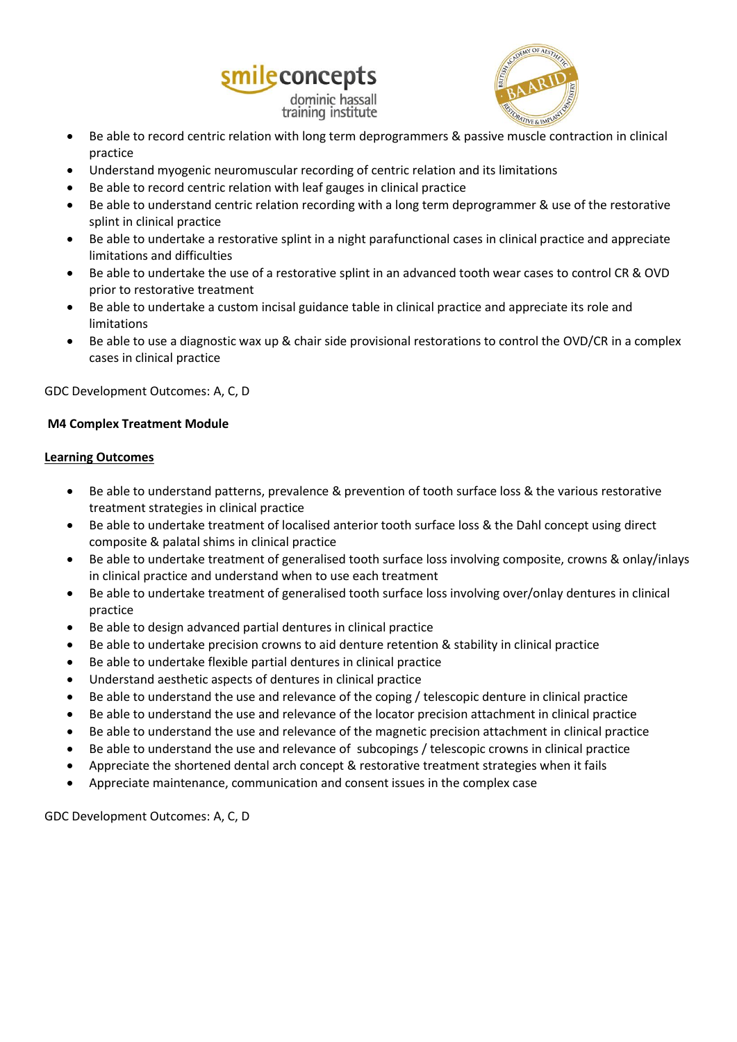- Be able to record centric relation with long term deprogrammers & passive muscle contraction in clinical practice
- Understand myogenic neuromuscular recording of centric relation and its limitations
- Be able to record centric relation with leaf gauges in clinical practice
- Be able to understand centric relation recording with a long term deprogrammer & use of the restorative splint in clinical practice
- Be able to undertake a restorative splint in a night parafunctional cases in clinical practice and appreciate limitations and difficulties
- Be able to undertake the use of a restorative splint in an advanced tooth wear cases to control CR & OVD prior to restorative treatment
- Be able to undertake a custom incisal guidance table in clinical practice and appreciate its role and limitations
- Be able to use a diagnostic wax up & chair side provisional restorations to control the OVD/CR in a complex cases in clinical practice

GDC Development Outcomes: A, C, D

**M4 Complex Treatment Module**

**Learning Outcomes**

- Be able to understand patterns, prevalence & prevention of tooth surface loss & the various restorative treatment strategies in clinical practice
- Be able to undertake treatment of localised anterior tooth surface loss & the Dahl concept using direct composite & palatal shims in clinical practice
- Be able to undertake treatment of generalised tooth surface loss involving composite, crowns & onlay/inlays in clinical practice and understand when to use each treatment
- Be able to undertake treatment of generalised tooth surface loss involving over/onlay dentures in clinical practice
- Be able to design advanced partial dentures in clinical practice
- Be able to undertake precision crowns to aid denture retention & stability in clinical practice
- Be able to undertake flexible partial dentures in clinical practice
- Understand aesthetic aspects of dentures in clinical practice
- Be able to understand the use and relevance of the coping / telescopic denture in clinical practice
- Be able to understand the use and relevance of the locator precision attachment in clinical practice
- Be able to understand the use and relevance of the magnetic precision attachment in clinical practice
- Be able to understand the use and relevance of subcopings / telescopic crowns in clinical practice
- Appreciate the shortened dental arch concept & restorative treatment strategies when it fails
- Appreciate maintenance, communication and consent issues in the complex case

GDC Development Outcomes: A, C, D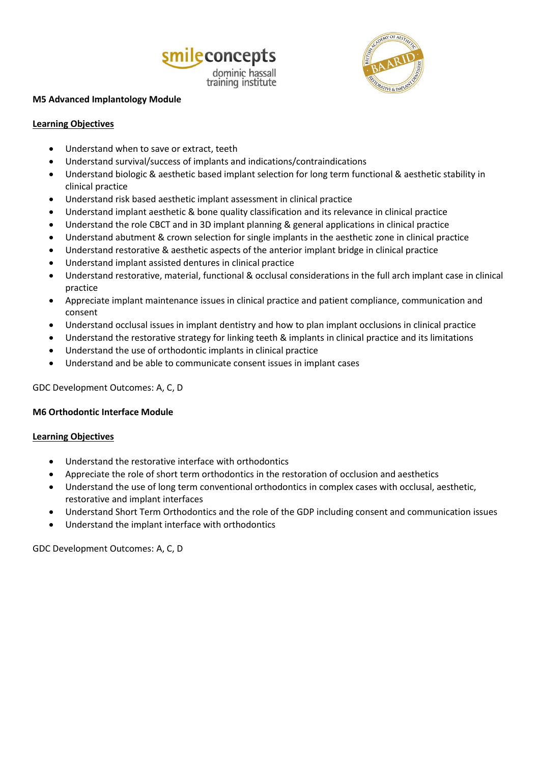**M5 Advanced Implantology Module**

**Learning Objectives**

- Understand when to save or extract, teeth
- Understand survival/success of implants and indications/contraindications
- Understand biologic & aesthetic based implant selection for long term functional & aesthetic stability in clinical practice
- Understand risk based aesthetic implant assessment in clinical practice
- Understand implant aesthetic & bone quality classification and its relevance in clinical practice
- Understand the role CBCT and in 3D implant planning & general applications in clinical practice
- Understand abutment & crown selection for single implants in the aesthetic zone in clinical practice
- Understand restorative & aesthetic aspects of the anterior implant bridge in clinical practice
- Understand implant assisted dentures in clinical practice
- Understand restorative, material, functional & occlusal considerations in the full arch implant case in clinical practice
- Appreciate implant maintenance issues in clinical practice and patient compliance, communication and consent
- Understand occlusal issues in implant dentistry and how to plan implant occlusions in clinical practice
- Understand the restorative strategy for linking teeth & implants in clinical practice and its limitations
- Understand the use of orthodontic implants in clinical practice
- Understand and be able to communicate consent issues in implant cases

GDC Development Outcomes: A, C, D

**M6 Orthodontic Interface Module**

**Learning Objectives**

- Understand the restorative interface with orthodontics
- Appreciate the role of short term orthodontics in the restoration of occlusion and aesthetics
- Understand the use of long term conventional orthodontics in complex cases with occlusal, aesthetic, restorative and implant interfaces
- Understand Short Term Orthodontics and the role of the GDP including consent and communication issues
- Understand the implant interface with orthodontics

GDC Development Outcomes: A, C, D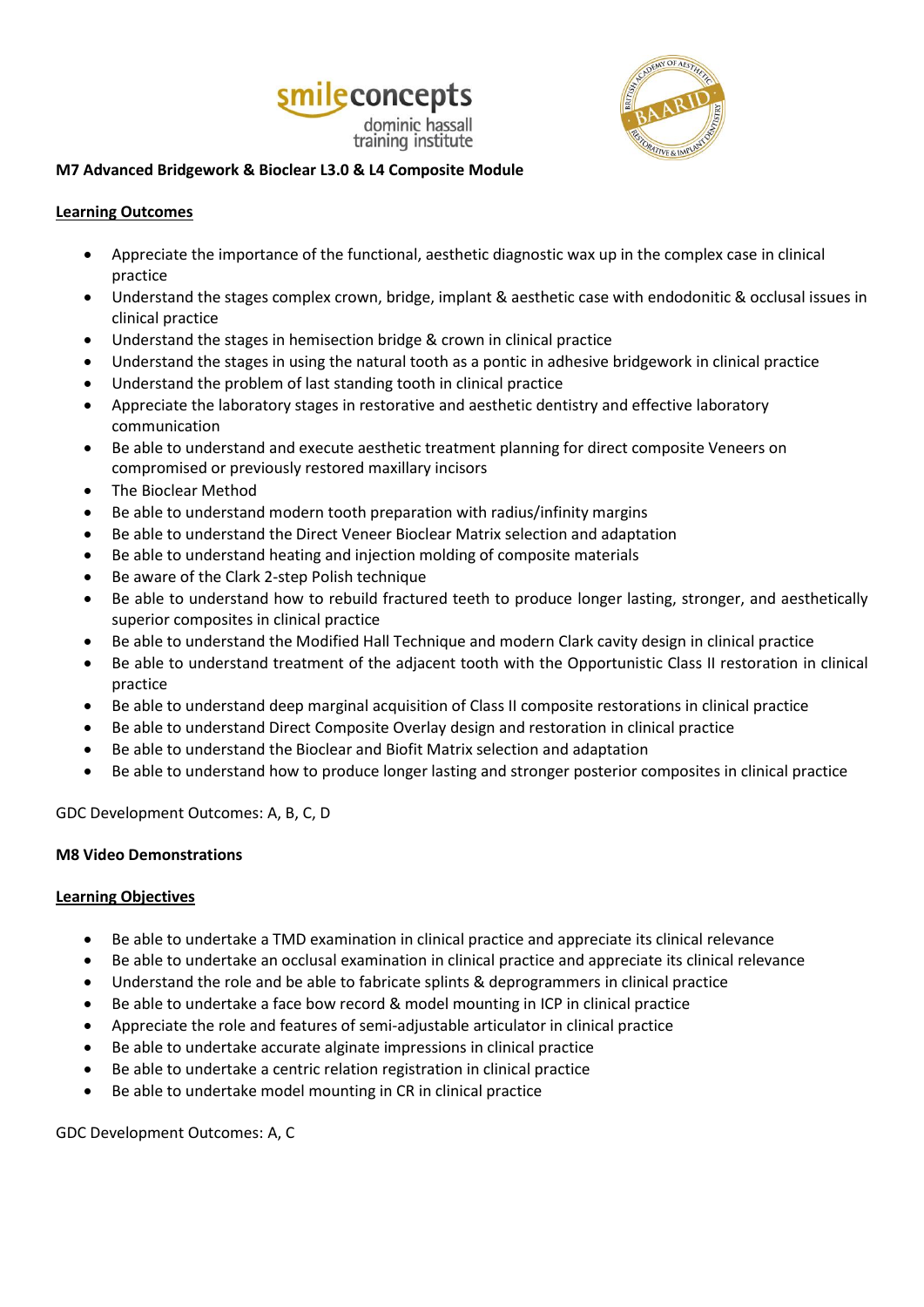**M7 Advanced Bridgework & Bioclear L3.0 & L4 Composite Module**

**Learning Outcomes**

- Appreciate the importance of the functional, aesthetic diagnostic wax up in the complex case in clinical practice
- Understand the stages complex crown, bridge, implant & aesthetic case with endodonitic & occlusal issues in clinical practice
- Understand the stages in hemisection bridge & crown in clinical practice
- Understand the stages in using the natural tooth as a pontic in adhesive bridgework in clinical practice
- Understand the problem of last standing tooth in clinical practice
- Appreciate the laboratory stages in restorative and aesthetic dentistry and effective laboratory communication
- Be able to understand and execute aesthetic treatment planning for direct composite Veneers on compromised or previously restored maxillary incisors
- The Bioclear Method
- Be able to understand modern tooth preparation with radius/infinity margins
- Be able to understand the Direct Veneer Bioclear Matrix selection and adaptation
- Be able to understand heating and injection molding of composite materials
- Be aware of the Clark 2-step Polish technique
- Be able to understand how to rebuild fractured teeth to produce longer lasting, stronger, and aesthetically superior composites in clinical practice
- Be able to understand the Modified Hall Technique and modern Clark cavity design in clinical practice
- Be able to understand treatment of the adjacent tooth with the Opportunistic Class II restoration in clinical practice
- Be able to understand deep marginal acquisition of Class II composite restorations in clinical practice
- Be able to understand Direct Composite Overlay design and restoration in clinical practice
- Be able to understand the Bioclear and Biofit Matrix selection and adaptation
- Be able to understand how to produce longer lasting and stronger posterior composites in clinical practice

GDC Development Outcomes: A, B, C, D

**M8 Video Demonstrations**

**Learning Objectives**

- Be able to undertake a TMD examination in clinical practice and appreciate its clinical relevance
- Be able to undertake an occlusal examination in clinical practice and appreciate its clinical relevance
- Understand the role and be able to fabricate splints & deprogrammers in clinical practice
- Be able to undertake a face bow record & model mounting in ICP in clinical practice
- Appreciate the role and features of semi-adjustable articulator in clinical practice
- Be able to undertake accurate alginate impressions in clinical practice
- Be able to undertake a centric relation registration in clinical practice
- Be able to undertake model mounting in CR in clinical practice

GDC Development Outcomes: A, C